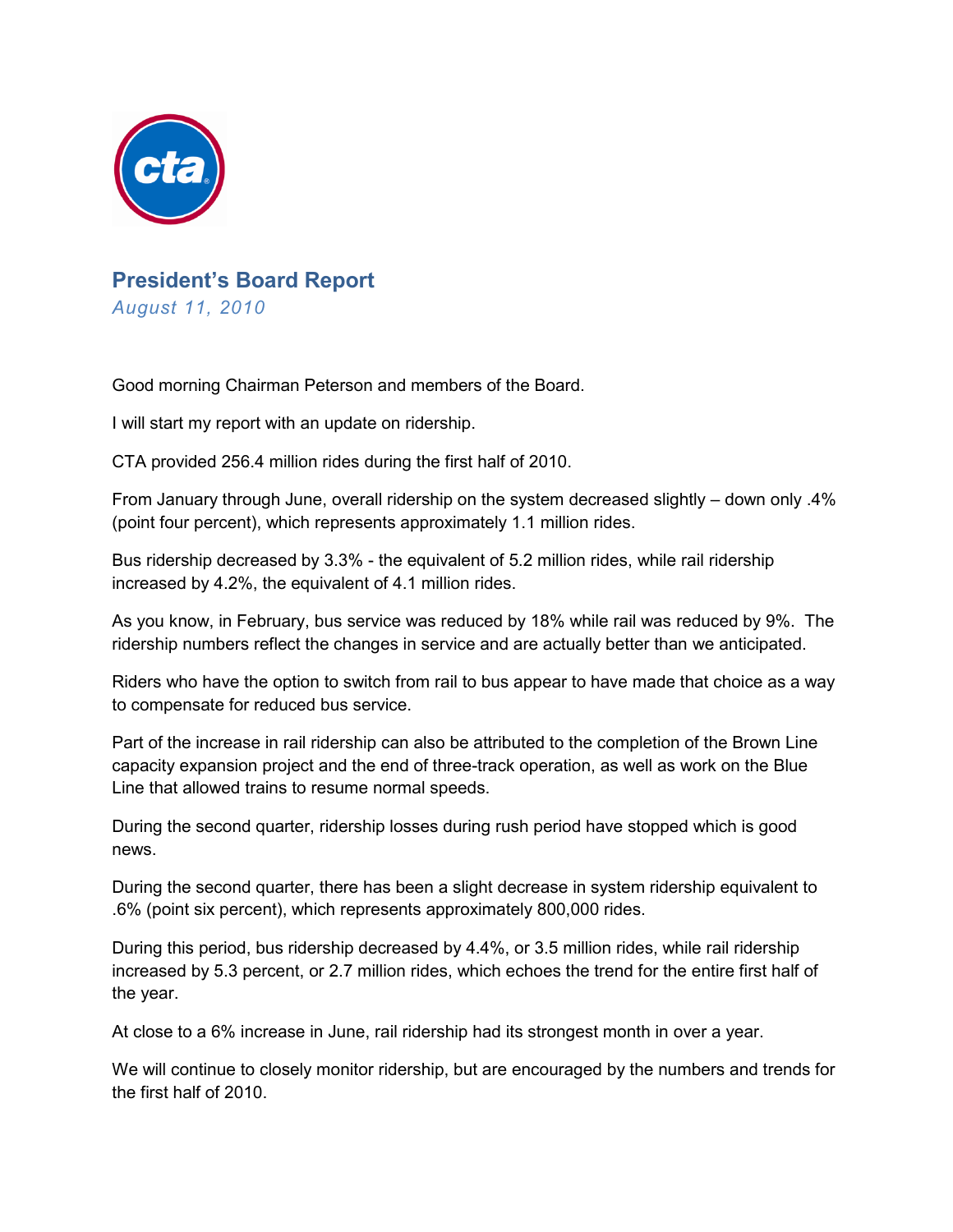# President's Board Report

*August 11, 2010*

Good morning Chairman Peterson and members of the Board.

I will start my report with an update on ridership.

CTA provided 256.4 million rides during the first half of 2010.

From January through June, overall ridership on the system decreased slightly – down only .4% (point four percent), which represents approximately 1.1 million rides.

Bus ridership decreased by 3.3% - the equivalent of 5.2 million rides, while rail ridership increased by 4.2%, the equivalent of 4.1 million rides.

As you know, in February, bus service was reduced by 18% while rail was reduced by 9%. The ridership numbers reflect the changes in service and are actually better than we anticipated.

Riders who have the option to switch from rail to bus appear to have made that choice as a way to compensate for reduced bus service.

Part of the increase in rail ridership can also be attributed to the completion of the Brown Line capacity expansion project and the end of three-track operation, as well as work on the Blue Line that allowed trains to resume normal speeds.

During the second quarter, ridership losses during rush period have stopped which is good news.

During the second quarter, there has been a slight decrease in system ridership equivalent to .6% (point six percent), which represents approximately 800,000 rides.

During this period, bus ridership decreased by 4.4%, or 3.5 million rides, while rail ridership increased by 5.3 percent, or 2.7 million rides, which echoes the trend for the entire first half of the year.

At close to a 6% increase in June, rail ridership had its strongest month in over a year.

We will continue to closely monitor ridership, but are encouraged by the numbers and trends for the first half of 2010.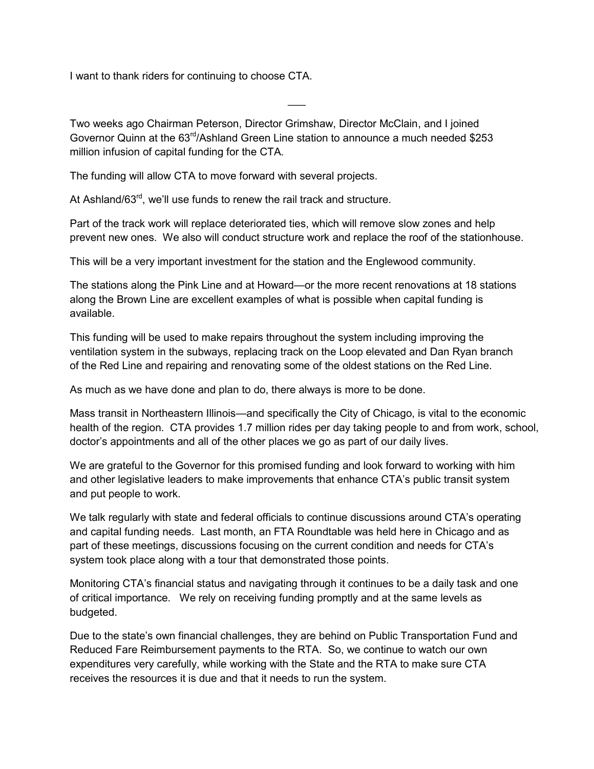I want to thank riders for continuing to choose CTA.

\_\_\_

Two weeks ago Chairman Peterson, Director Grimshaw, Director McClain, and I joined Governor Quinn at the 63rd/Ashland Green Line station to announce a much needed $253 million infusion of capital funding for the CTA.

The funding will allow CTA to move forward with several projects.

At Ashland/63rd, we'll use funds to renew the rail track and structure.

Part of the track work will replace deteriorated ties, which will remove slow zones and help prevent new ones. We also will conduct structure work and replace the roof of the stationhouse.

This will be a very important investment for the station and the Englewood community.

The stations along the Pink Line and at Howard—or the more recent renovations at 18 stations along the Brown Line are excellent examples of what is possible when capital funding is available.

This funding will be used to make repairs throughout the system including improving the ventilation system in the subways, replacing track on the Loop elevated and Dan Ryan branch of the Red Line and repairing and renovating some of the oldest stations on the Red Line.

As much as we have done and plan to do, there always is more to be done.

Mass transit in Northeastern Illinois—and specifically the City of Chicago, is vital to the economic health of the region. CTA provides 1.7 million rides per day taking people to and from work, school, doctor's appointments and all of the other places we go as part of our daily lives.

We are grateful to the Governor for this promised funding and look forward to working with him and other legislative leaders to make improvements that enhance CTA's public transit system and put people to work.

We talk regularly with state and federal officials to continue discussions around CTA's operating and capital funding needs. Last month, an FTA Roundtable was held here in Chicago and as part of these meetings, discussions focusing on the current condition and needs for CTA's system took place along with a tour that demonstrated those points.

Monitoring CTA's financial status and navigating through it continues to be a daily task and one of critical importance. We rely on receiving funding promptly and at the same levels as budgeted.

Due to the state's own financial challenges, they are behind on Public Transportation Fund and Reduced Fare Reimbursement payments to the RTA. So, we continue to watch our own expenditures very carefully, while working with the State and the RTA to make sure CTA receives the resources it is due and that it needs to run the system.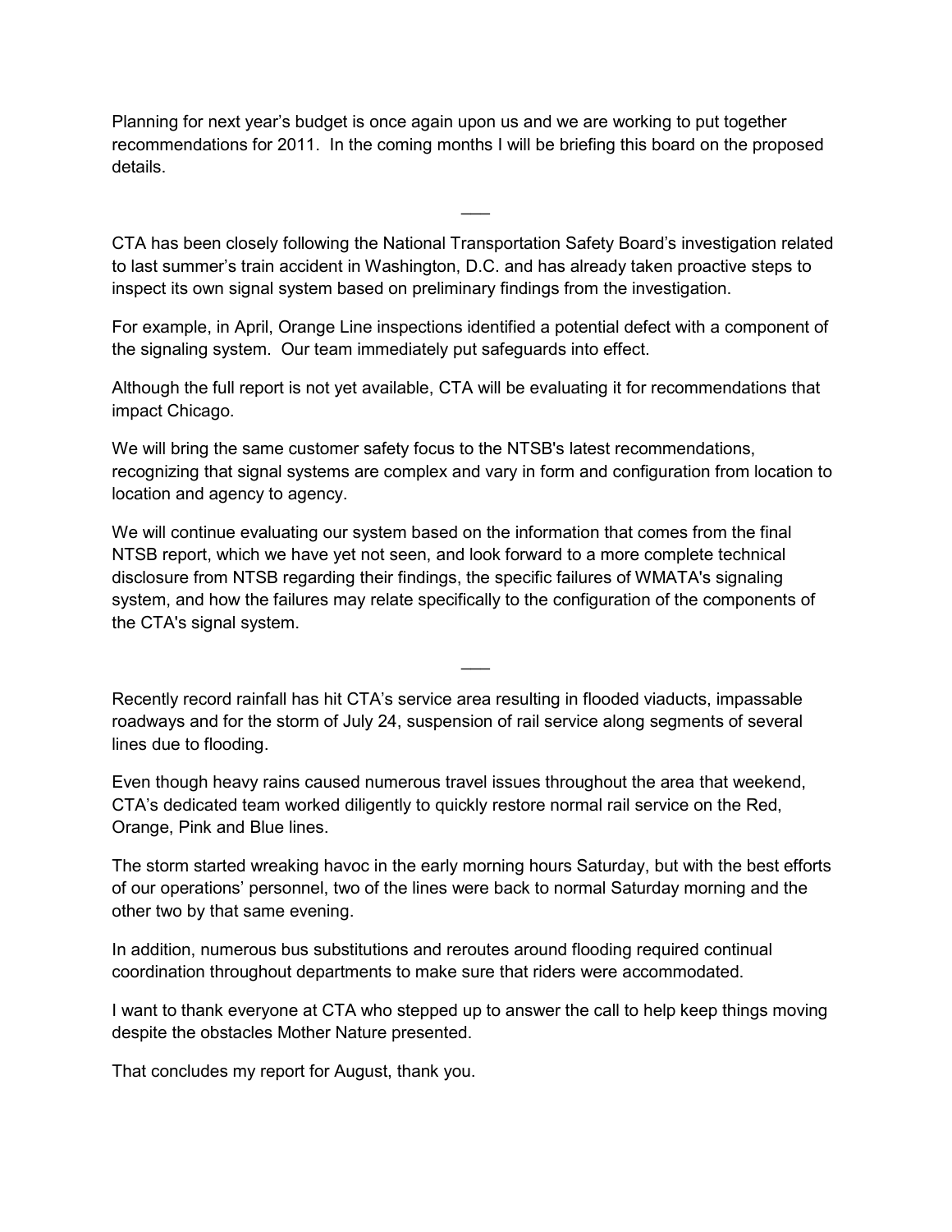Planning for next year's budget is once again upon us and we are working to put together recommendations for 2011. In the coming months I will be briefing this board on the proposed details.

___

CTA has been closely following the National Transportation Safety Board's investigation related to last summer's train accident in Washington, D.C. and has already taken proactive steps to inspect its own signal system based on preliminary findings from the investigation.

For example, in April, Orange Line inspections identified a potential defect with a component of the signaling system. Our team immediately put safeguards into effect.

Although the full report is not yet available, CTA will be evaluating it for recommendations that impact Chicago.

We will bring the same customer safety focus to the NTSB's latest recommendations, recognizing that signal systems are complex and vary in form and configuration from location to location and agency to agency.

We will continue evaluating our system based on the information that comes from the final NTSB report, which we have yet not seen, and look forward to a more complete technical disclosure from NTSB regarding their findings, the specific failures of WMATA's signaling system, and how the failures may relate specifically to the configuration of the components of the CTA's signal system.

___

Recently record rainfall has hit CTA's service area resulting in flooded viaducts, impassable roadways and for the storm of July 24, suspension of rail service along segments of several lines due to flooding.

Even though heavy rains caused numerous travel issues throughout the area that weekend, CTA's dedicated team worked diligently to quickly restore normal rail service on the Red, Orange, Pink and Blue lines.

The storm started wreaking havoc in the early morning hours Saturday, but with the best efforts of our operations' personnel, two of the lines were back to normal Saturday morning and the other two by that same evening.

In addition, numerous bus substitutions and reroutes around flooding required continual coordination throughout departments to make sure that riders were accommodated.

I want to thank everyone at CTA who stepped up to answer the call to help keep things moving despite the obstacles Mother Nature presented.

That concludes my report for August, thank you.